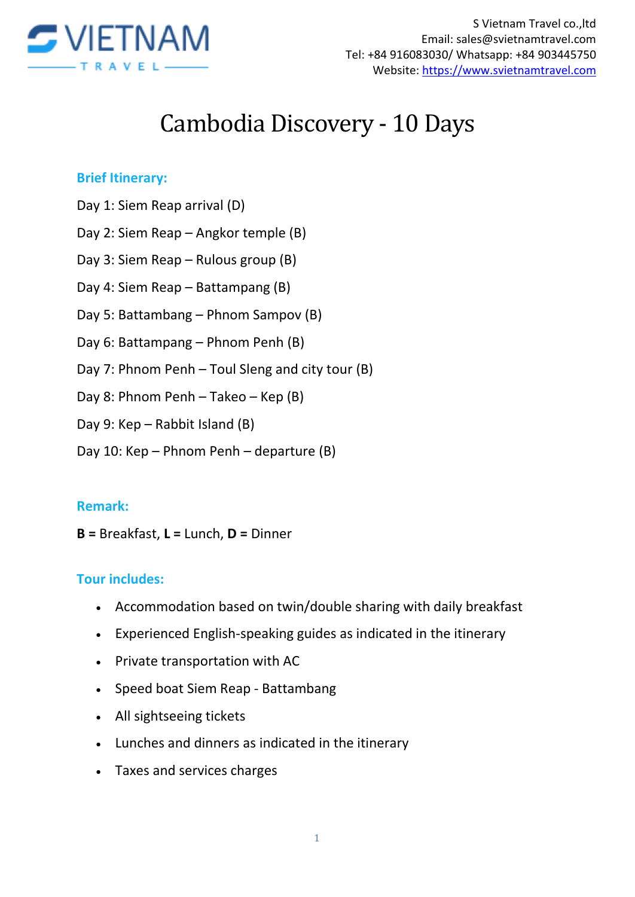S Vietnam Travel co.,ltd
Email: sales@svietnamtravel.com
Tel: +84 916083030/ Whatsapp: +84 903445750
Website: https://www.svietnamtravel.com

# Cambodia Discovery - 10 Days

## Brief Itinerary:

Day 1: Siem Reap arrival (D)

Day 2: Siem Reap – Angkor temple (B)

Day 3: Siem Reap – Rulous group (B)

Day 4: Siem Reap – Battampang (B)

Day 5: Battambang – Phnom Sampov (B)

Day 6: Battampang – Phnom Penh (B)

Day 7: Phnom Penh – Toul Sleng and city tour (B)

Day 8: Phnom Penh – Takeo – Kep (B)

Day 9: Kep – Rabbit Island (B)

Day 10: Kep – Phnom Penh – departure (B)

## Remark:

**B =** Breakfast, **L =** Lunch, **D =** Dinner

## Tour includes:

- Accommodation based on twin/double sharing with daily breakfast
- Experienced English-speaking guides as indicated in the itinerary
- Private transportation with AC
- Speed boat Siem Reap - Battambang
- All sightseeing tickets
- Lunches and dinners as indicated in the itinerary
- Taxes and services charges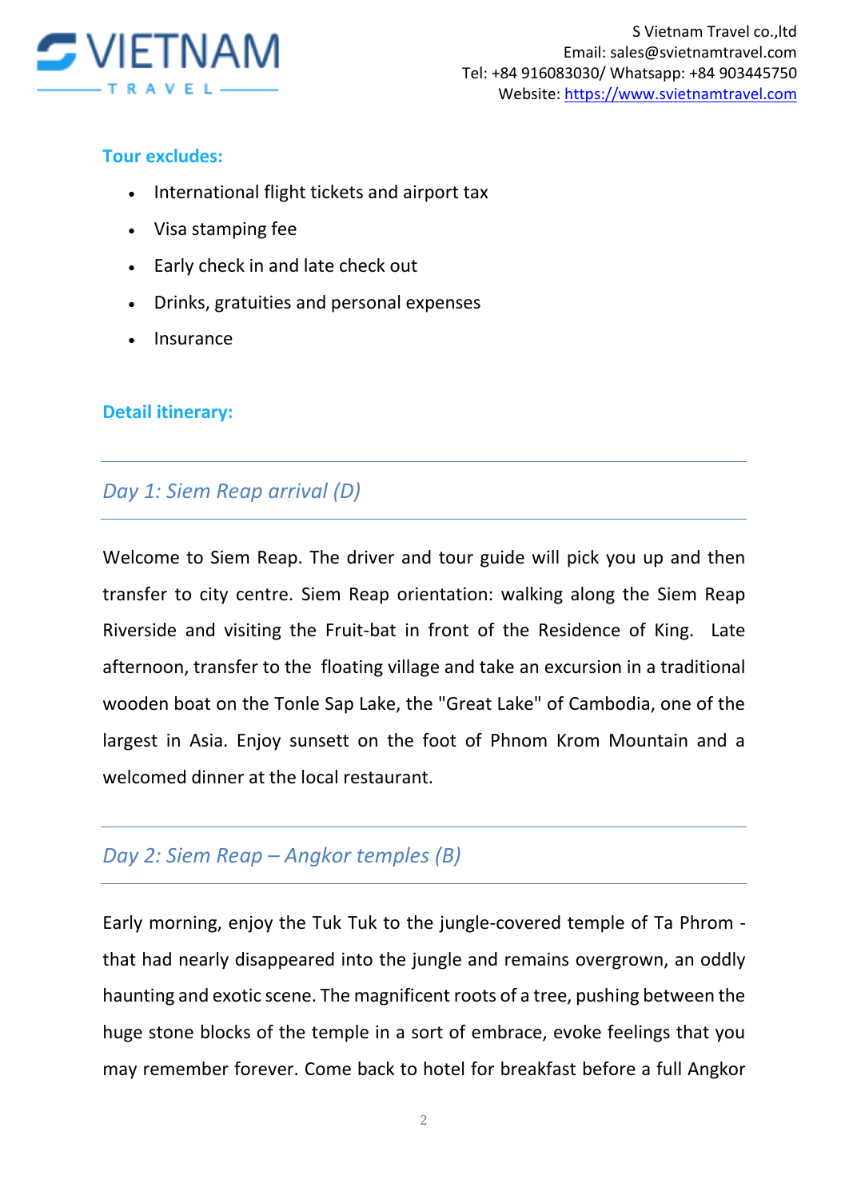### Tour excludes:

- International flight tickets and airport tax
- Visa stamping fee
- Early check in and late check out
- Drinks, gratuities and personal expenses
- Insurance

### Detail itinerary:

---

## *Day 1: Siem Reap arrival (D)*

---

Welcome to Siem Reap. The driver and tour guide will pick you up and then transfer to city centre. Siem Reap orientation: walking along the Siem Reap Riverside and visiting the Fruit-bat in front of the Residence of King. Late afternoon, transfer to the floating village and take an excursion in a traditional wooden boat on the Tonle Sap Lake, the "Great Lake" of Cambodia, one of the largest in Asia. Enjoy sunsett on the foot of Phnom Krom Mountain and a welcomed dinner at the local restaurant.

---

## *Day 2: Siem Reap – Angkor temples (B)*

---

Early morning, enjoy the Tuk Tuk to the jungle-covered temple of Ta Phrom - that had nearly disappeared into the jungle and remains overgrown, an oddly haunting and exotic scene. The magnificent roots of a tree, pushing between the huge stone blocks of the temple in a sort of embrace, evoke feelings that you may remember forever. Come back to hotel for breakfast before a full Angkor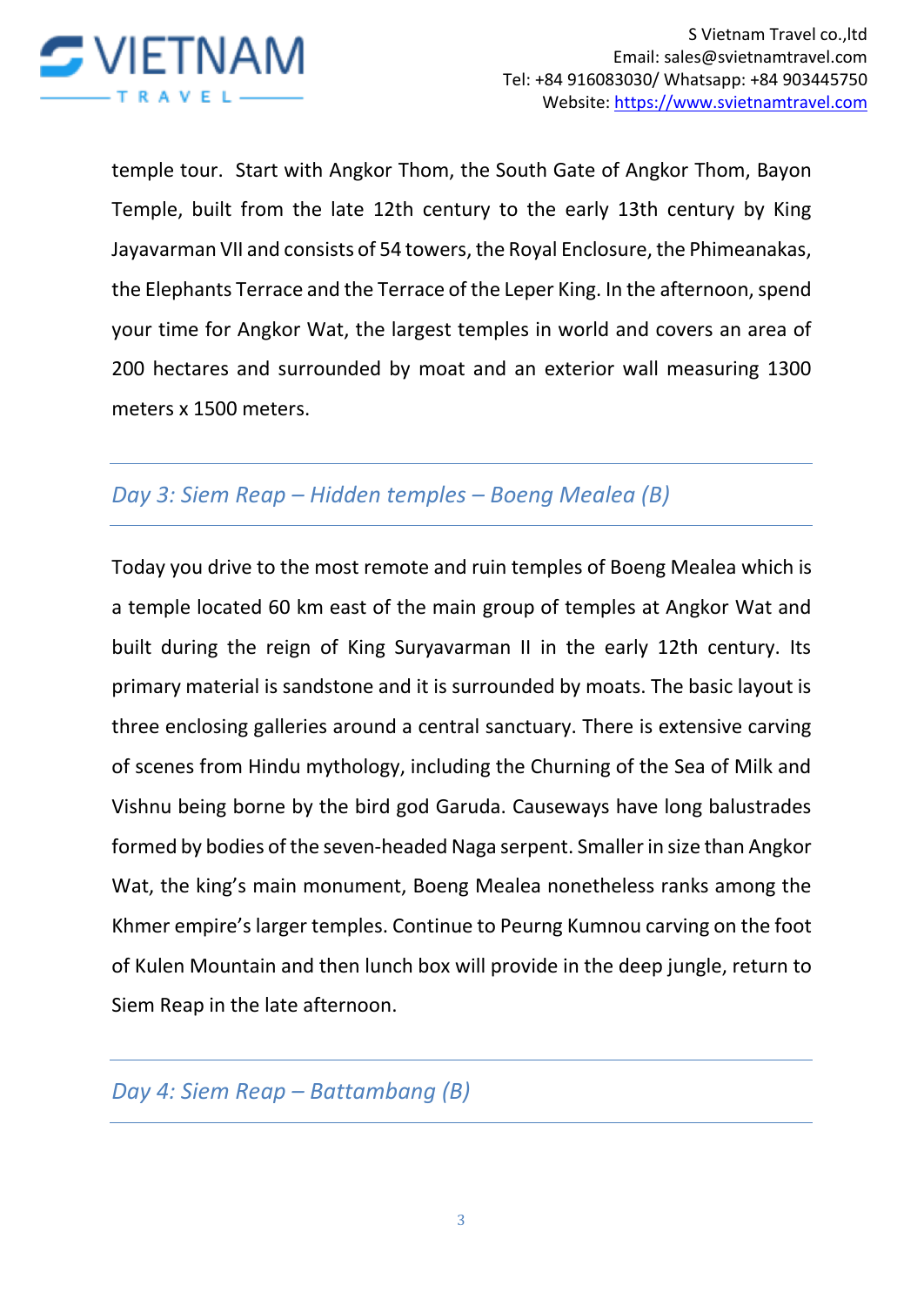temple tour. Start with Angkor Thom, the South Gate of Angkor Thom, Bayon Temple, built from the late 12th century to the early 13th century by King Jayavarman VII and consists of 54 towers, the Royal Enclosure, the Phimeanakas, the Elephants Terrace and the Terrace of the Leper King. In the afternoon, spend your time for Angkor Wat, the largest temples in world and covers an area of 200 hectares and surrounded by moat and an exterior wall measuring 1300 meters x 1500 meters.

## *Day 3: Siem Reap – Hidden temples – Boeng Mealea (B)*

Today you drive to the most remote and ruin temples of Boeng Mealea which is a temple located 60 km east of the main group of temples at Angkor Wat and built during the reign of King Suryavarman II in the early 12th century. Its primary material is sandstone and it is surrounded by moats. The basic layout is three enclosing galleries around a central sanctuary. There is extensive carving of scenes from Hindu mythology, including the Churning of the Sea of Milk and Vishnu being borne by the bird god Garuda. Causeways have long balustrades formed by bodies of the seven-headed Naga serpent. Smaller in size than Angkor Wat, the king's main monument, Boeng Mealea nonetheless ranks among the Khmer empire's larger temples. Continue to Peurng Kumnou carving on the foot of Kulen Mountain and then lunch box will provide in the deep jungle, return to Siem Reap in the late afternoon.

## *Day 4: Siem Reap – Battambang (B)*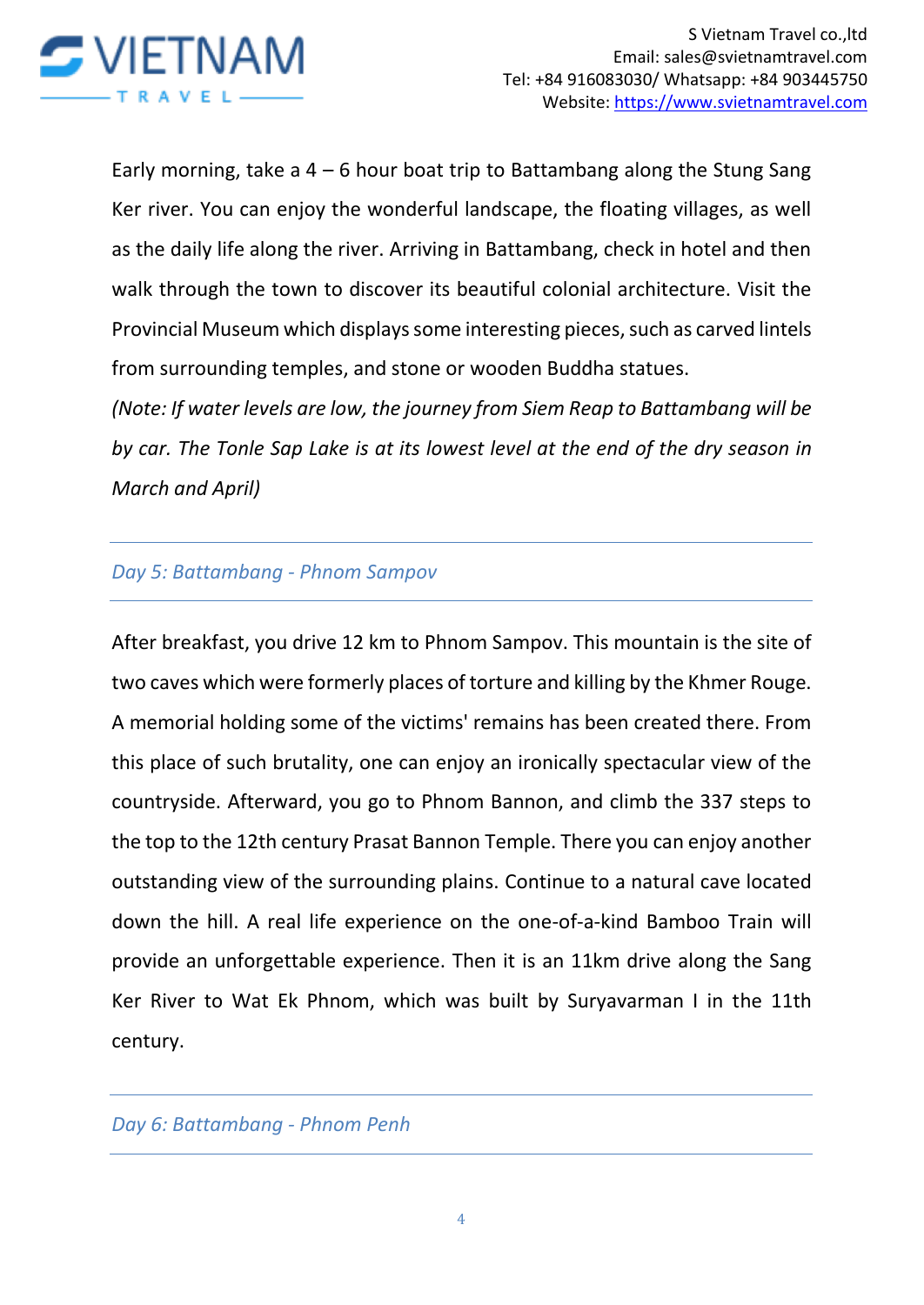Early morning, take a 4 – 6 hour boat trip to Battambang along the Stung Sang Ker river. You can enjoy the wonderful landscape, the floating villages, as well as the daily life along the river. Arriving in Battambang, check in hotel and then walk through the town to discover its beautiful colonial architecture. Visit the Provincial Museum which displays some interesting pieces, such as carved lintels from surrounding temples, and stone or wooden Buddha statues.

*(Note: If water levels are low, the journey from Siem Reap to Battambang will be by car. The Tonle Sap Lake is at its lowest level at the end of the dry season in March and April)*

## *Day 5: Battambang - Phnom Sampov*

After breakfast, you drive 12 km to Phnom Sampov. This mountain is the site of two caves which were formerly places of torture and killing by the Khmer Rouge. A memorial holding some of the victims' remains has been created there. From this place of such brutality, one can enjoy an ironically spectacular view of the countryside. Afterward, you go to Phnom Bannon, and climb the 337 steps to the top to the 12th century Prasat Bannon Temple. There you can enjoy another outstanding view of the surrounding plains. Continue to a natural cave located down the hill. A real life experience on the one-of-a-kind Bamboo Train will provide an unforgettable experience. Then it is an 11km drive along the Sang Ker River to Wat Ek Phnom, which was built by Suryavarman I in the 11th century.

## *Day 6: Battambang - Phnom Penh*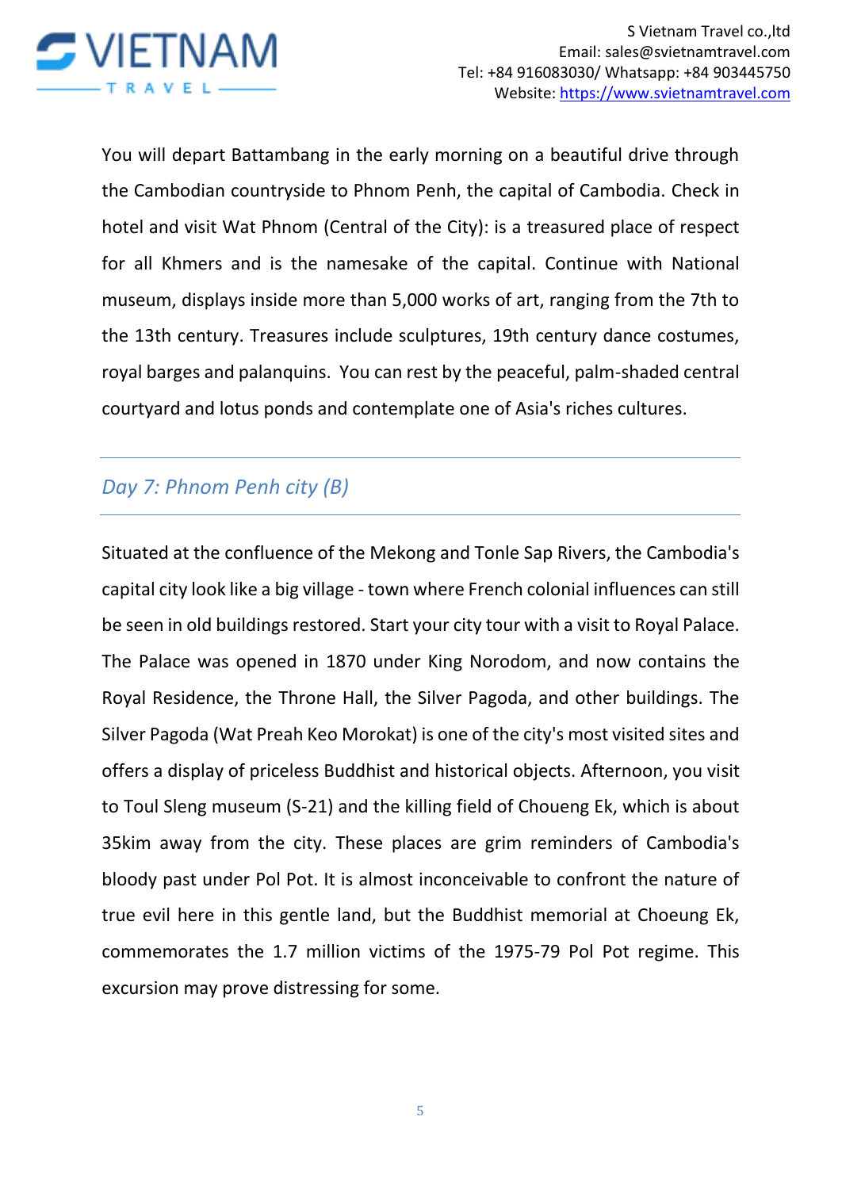You will depart Battambang in the early morning on a beautiful drive through the Cambodian countryside to Phnom Penh, the capital of Cambodia. Check in hotel and visit Wat Phnom (Central of the City): is a treasured place of respect for all Khmers and is the namesake of the capital. Continue with National museum, displays inside more than 5,000 works of art, ranging from the 7th to the 13th century. Treasures include sculptures, 19th century dance costumes, royal barges and palanquins. You can rest by the peaceful, palm-shaded central courtyard and lotus ponds and contemplate one of Asia's riches cultures.

## *Day 7: Phnom Penh city (B)*

Situated at the confluence of the Mekong and Tonle Sap Rivers, the Cambodia's capital city look like a big village - town where French colonial influences can still be seen in old buildings restored. Start your city tour with a visit to Royal Palace. The Palace was opened in 1870 under King Norodom, and now contains the Royal Residence, the Throne Hall, the Silver Pagoda, and other buildings. The Silver Pagoda (Wat Preah Keo Morokat) is one of the city's most visited sites and offers a display of priceless Buddhist and historical objects. Afternoon, you visit to Toul Sleng museum (S-21) and the killing field of Choueng Ek, which is about 35kim away from the city. These places are grim reminders of Cambodia's bloody past under Pol Pot. It is almost inconceivable to confront the nature of true evil here in this gentle land, but the Buddhist memorial at Choeung Ek, commemorates the 1.7 million victims of the 1975-79 Pol Pot regime. This excursion may prove distressing for some.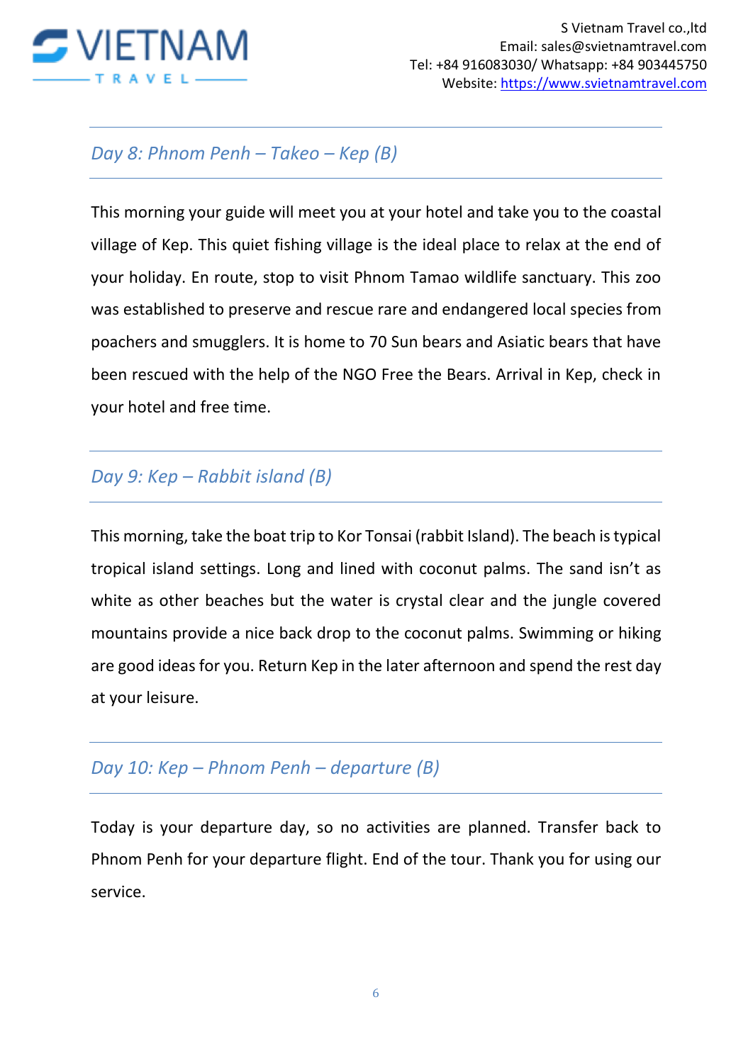## *Day 8: Phnom Penh – Takeo – Kep (B)*

This morning your guide will meet you at your hotel and take you to the coastal village of Kep. This quiet fishing village is the ideal place to relax at the end of your holiday. En route, stop to visit Phnom Tamao wildlife sanctuary. This zoo was established to preserve and rescue rare and endangered local species from poachers and smugglers. It is home to 70 Sun bears and Asiatic bears that have been rescued with the help of the NGO Free the Bears. Arrival in Kep, check in your hotel and free time.

## *Day 9: Kep – Rabbit island (B)*

This morning, take the boat trip to Kor Tonsai (rabbit Island). The beach is typical tropical island settings. Long and lined with coconut palms. The sand isn't as white as other beaches but the water is crystal clear and the jungle covered mountains provide a nice back drop to the coconut palms. Swimming or hiking are good ideas for you. Return Kep in the later afternoon and spend the rest day at your leisure.

## *Day 10: Kep – Phnom Penh – departure (B)*

Today is your departure day, so no activities are planned. Transfer back to Phnom Penh for your departure flight. End of the tour. Thank you for using our service.